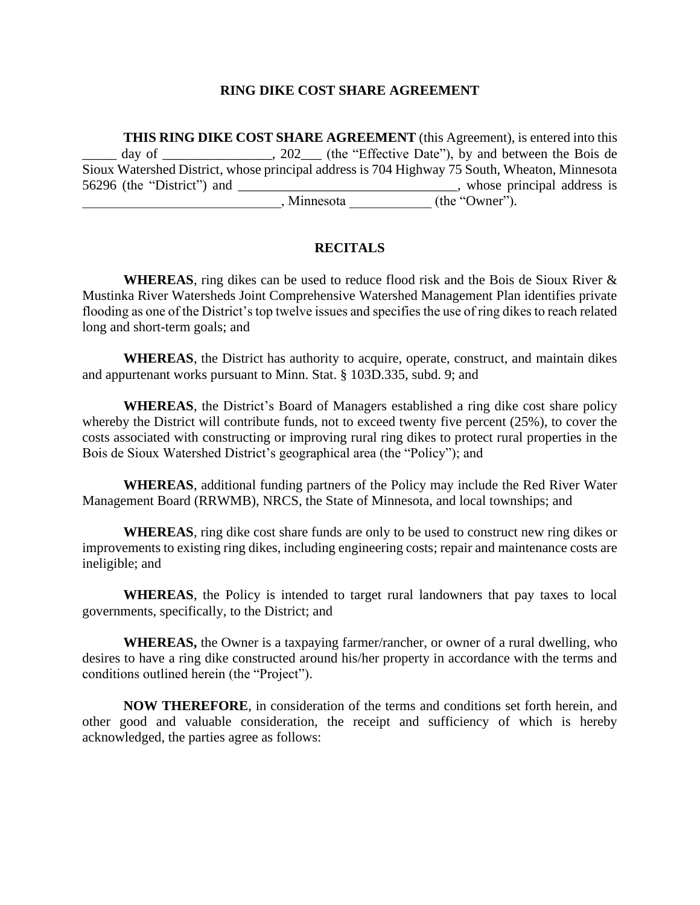# RING DIKE COST SHARE AGREEMENT

**THIS RING DIKE COST SHARE AGREEMENT** (this Agreement), is entered into this _____ day of ________________, 202___ (the "Effective Date"), by and between the Bois de Sioux Watershed District, whose principal address is 704 Highway 75 South, Wheaton, Minnesota 56296 (the "District") and ________________________________, whose principal address is _____________________________, Minnesota ____________ (the "Owner").

## RECITALS

**WHEREAS**, ring dikes can be used to reduce flood risk and the Bois de Sioux River & Mustinka River Watersheds Joint Comprehensive Watershed Management Plan identifies private flooding as one of the District's top twelve issues and specifies the use of ring dikes to reach related long and short-term goals; and

**WHEREAS**, the District has authority to acquire, operate, construct, and maintain dikes and appurtenant works pursuant to Minn. Stat. § 103D.335, subd. 9; and

**WHEREAS**, the District's Board of Managers established a ring dike cost share policy whereby the District will contribute funds, not to exceed twenty five percent (25%), to cover the costs associated with constructing or improving rural ring dikes to protect rural properties in the Bois de Sioux Watershed District's geographical area (the "Policy"); and

**WHEREAS**, additional funding partners of the Policy may include the Red River Water Management Board (RRWMB), NRCS, the State of Minnesota, and local townships; and

**WHEREAS**, ring dike cost share funds are only to be used to construct new ring dikes or improvements to existing ring dikes, including engineering costs; repair and maintenance costs are ineligible; and

**WHEREAS**, the Policy is intended to target rural landowners that pay taxes to local governments, specifically, to the District; and

**WHEREAS,** the Owner is a taxpaying farmer/rancher, or owner of a rural dwelling, who desires to have a ring dike constructed around his/her property in accordance with the terms and conditions outlined herein (the "Project").

**NOW THEREFORE**, in consideration of the terms and conditions set forth herein, and other good and valuable consideration, the receipt and sufficiency of which is hereby acknowledged, the parties agree as follows: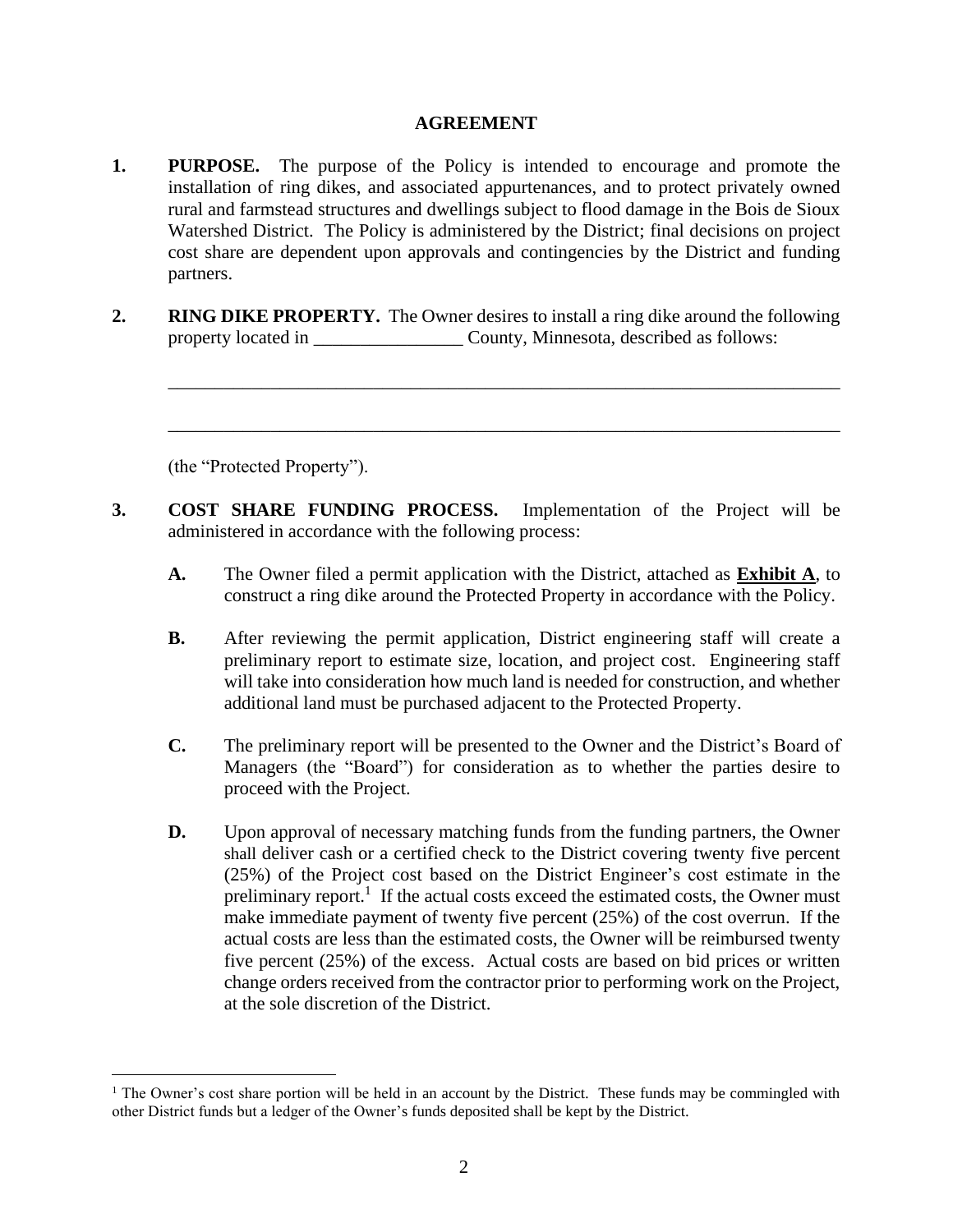## AGREEMENT

1. **PURPOSE.** The purpose of the Policy is intended to encourage and promote the installation of ring dikes, and associated appurtenances, and to protect privately owned rural and farmstead structures and dwellings subject to flood damage in the Bois de Sioux Watershed District. The Policy is administered by the District; final decisions on project cost share are dependent upon approvals and contingencies by the District and funding partners.

2. **RING DIKE PROPERTY.** The Owner desires to install a ring dike around the following property located in ________________ County, Minnesota, described as follows:

   ___________________________________________________________________________

   ___________________________________________________________________________

   (the "Protected Property").

3. **COST SHARE FUNDING PROCESS.** Implementation of the Project will be administered in accordance with the following process:

   **A.** The Owner filed a permit application with the District, attached as **<u>Exhibit A</u>**, to construct a ring dike around the Protected Property in accordance with the Policy.

   **B.** After reviewing the permit application, District engineering staff will create a preliminary report to estimate size, location, and project cost. Engineering staff will take into consideration how much land is needed for construction, and whether additional land must be purchased adjacent to the Protected Property.

   **C.** The preliminary report will be presented to the Owner and the District's Board of Managers (the "Board") for consideration as to whether the parties desire to proceed with the Project.

   **D.** Upon approval of necessary matching funds from the funding partners, the Owner shall deliver cash or a certified check to the District covering twenty five percent (25%) of the Project cost based on the District Engineer's cost estimate in the preliminary report.[1] If the actual costs exceed the estimated costs, the Owner must make immediate payment of twenty five percent (25%) of the cost overrun. If the actual costs are less than the estimated costs, the Owner will be reimbursed twenty five percent (25%) of the excess. Actual costs are based on bid prices or written change orders received from the contractor prior to performing work on the Project, at the sole discretion of the District.

---

[1] The Owner's cost share portion will be held in an account by the District. These funds may be commingled with other District funds but a ledger of the Owner's funds deposited shall be kept by the District.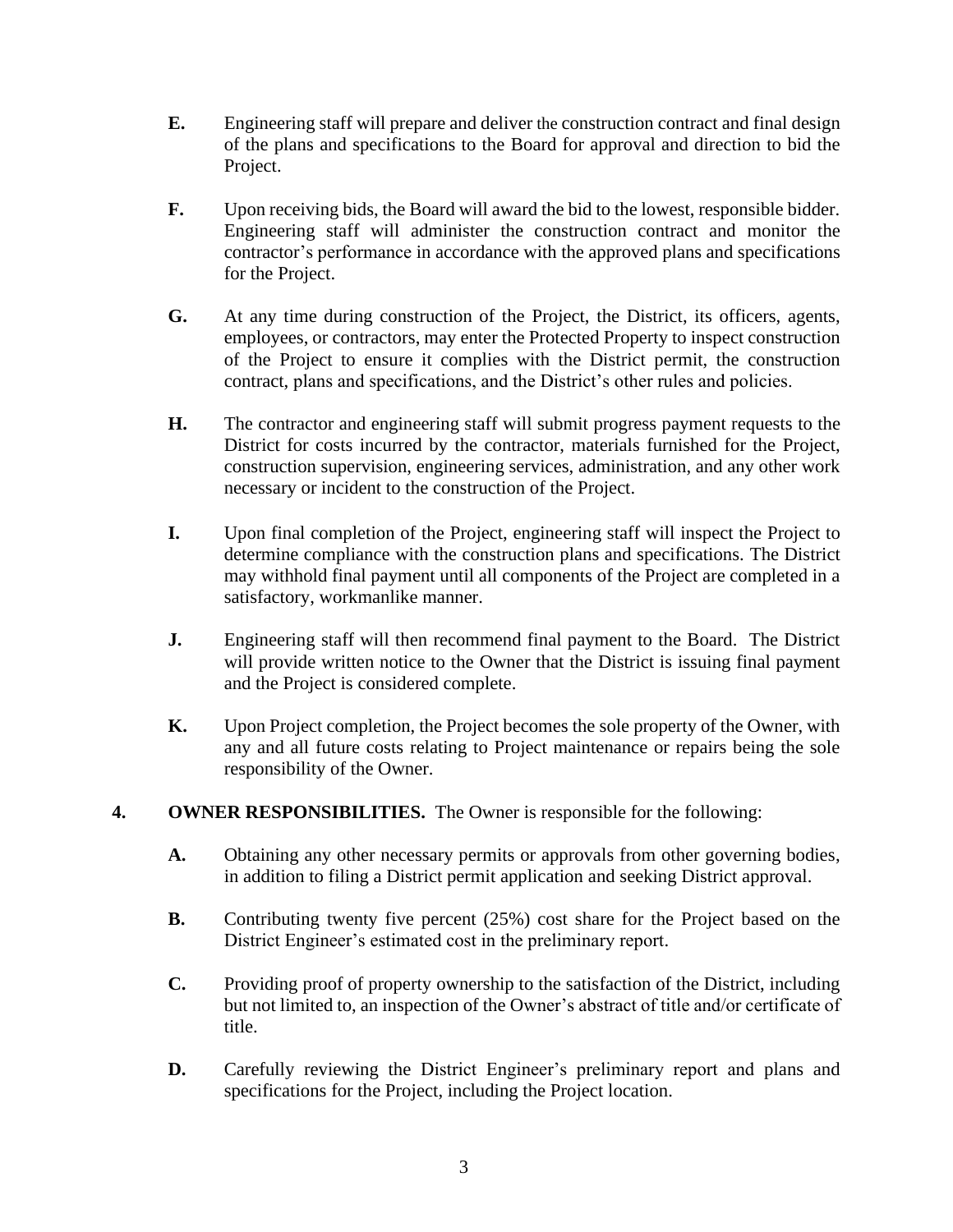**E.** Engineering staff will prepare and deliver the construction contract and final design of the plans and specifications to the Board for approval and direction to bid the Project.

**F.** Upon receiving bids, the Board will award the bid to the lowest, responsible bidder. Engineering staff will administer the construction contract and monitor the contractor's performance in accordance with the approved plans and specifications for the Project.

**G.** At any time during construction of the Project, the District, its officers, agents, employees, or contractors, may enter the Protected Property to inspect construction of the Project to ensure it complies with the District permit, the construction contract, plans and specifications, and the District's other rules and policies.

**H.** The contractor and engineering staff will submit progress payment requests to the District for costs incurred by the contractor, materials furnished for the Project, construction supervision, engineering services, administration, and any other work necessary or incident to the construction of the Project.

**I.** Upon final completion of the Project, engineering staff will inspect the Project to determine compliance with the construction plans and specifications. The District may withhold final payment until all components of the Project are completed in a satisfactory, workmanlike manner.

**J.** Engineering staff will then recommend final payment to the Board. The District will provide written notice to the Owner that the District is issuing final payment and the Project is considered complete.

**K.** Upon Project completion, the Project becomes the sole property of the Owner, with any and all future costs relating to Project maintenance or repairs being the sole responsibility of the Owner.

**4. OWNER RESPONSIBILITIES.** The Owner is responsible for the following:

**A.** Obtaining any other necessary permits or approvals from other governing bodies, in addition to filing a District permit application and seeking District approval.

**B.** Contributing twenty five percent (25%) cost share for the Project based on the District Engineer's estimated cost in the preliminary report.

**C.** Providing proof of property ownership to the satisfaction of the District, including but not limited to, an inspection of the Owner's abstract of title and/or certificate of title.

**D.** Carefully reviewing the District Engineer's preliminary report and plans and specifications for the Project, including the Project location.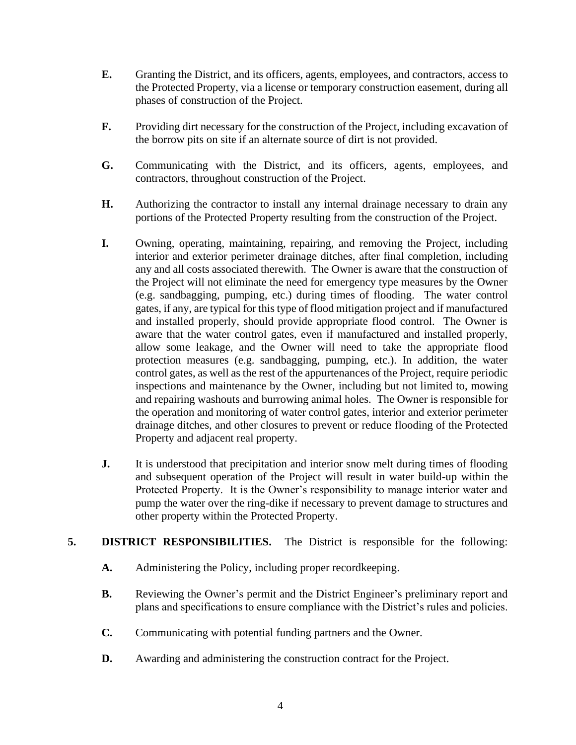**E.** Granting the District, and its officers, agents, employees, and contractors, access to the Protected Property, via a license or temporary construction easement, during all phases of construction of the Project.

**F.** Providing dirt necessary for the construction of the Project, including excavation of the borrow pits on site if an alternate source of dirt is not provided.

**G.** Communicating with the District, and its officers, agents, employees, and contractors, throughout construction of the Project.

**H.** Authorizing the contractor to install any internal drainage necessary to drain any portions of the Protected Property resulting from the construction of the Project.

**I.** Owning, operating, maintaining, repairing, and removing the Project, including interior and exterior perimeter drainage ditches, after final completion, including any and all costs associated therewith. The Owner is aware that the construction of the Project will not eliminate the need for emergency type measures by the Owner (e.g. sandbagging, pumping, etc.) during times of flooding. The water control gates, if any, are typical for this type of flood mitigation project and if manufactured and installed properly, should provide appropriate flood control. The Owner is aware that the water control gates, even if manufactured and installed properly, allow some leakage, and the Owner will need to take the appropriate flood protection measures (e.g. sandbagging, pumping, etc.). In addition, the water control gates, as well as the rest of the appurtenances of the Project, require periodic inspections and maintenance by the Owner, including but not limited to, mowing and repairing washouts and burrowing animal holes. The Owner is responsible for the operation and monitoring of water control gates, interior and exterior perimeter drainage ditches, and other closures to prevent or reduce flooding of the Protected Property and adjacent real property.

**J.** It is understood that precipitation and interior snow melt during times of flooding and subsequent operation of the Project will result in water build-up within the Protected Property. It is the Owner's responsibility to manage interior water and pump the water over the ring-dike if necessary to prevent damage to structures and other property within the Protected Property.

**5. DISTRICT RESPONSIBILITIES.** The District is responsible for the following:

**A.** Administering the Policy, including proper recordkeeping.

**B.** Reviewing the Owner's permit and the District Engineer's preliminary report and plans and specifications to ensure compliance with the District's rules and policies.

**C.** Communicating with potential funding partners and the Owner.

**D.** Awarding and administering the construction contract for the Project.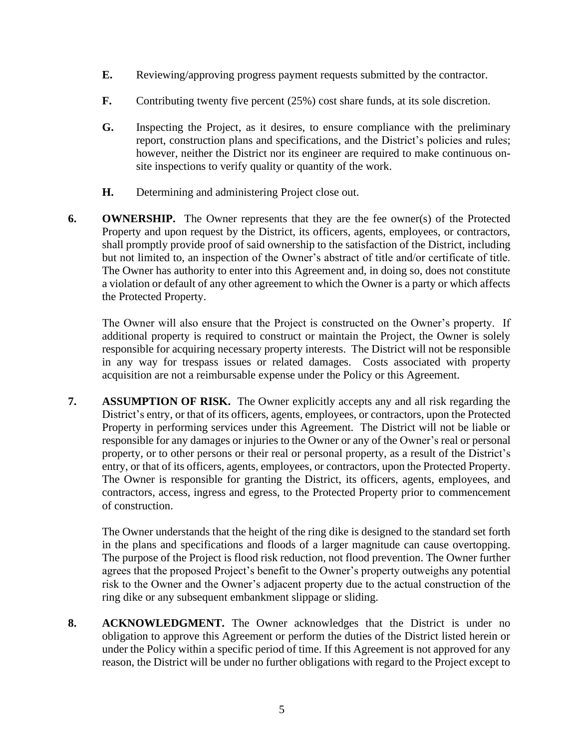**E.** Reviewing/approving progress payment requests submitted by the contractor.

**F.** Contributing twenty five percent (25%) cost share funds, at its sole discretion.

**G.** Inspecting the Project, as it desires, to ensure compliance with the preliminary report, construction plans and specifications, and the District's policies and rules; however, neither the District nor its engineer are required to make continuous on-site inspections to verify quality or quantity of the work.

**H.** Determining and administering Project close out.

**6. OWNERSHIP.** The Owner represents that they are the fee owner(s) of the Protected Property and upon request by the District, its officers, agents, employees, or contractors, shall promptly provide proof of said ownership to the satisfaction of the District, including but not limited to, an inspection of the Owner's abstract of title and/or certificate of title. The Owner has authority to enter into this Agreement and, in doing so, does not constitute a violation or default of any other agreement to which the Owner is a party or which affects the Protected Property.

The Owner will also ensure that the Project is constructed on the Owner's property. If additional property is required to construct or maintain the Project, the Owner is solely responsible for acquiring necessary property interests. The District will not be responsible in any way for trespass issues or related damages. Costs associated with property acquisition are not a reimbursable expense under the Policy or this Agreement.

**7. ASSUMPTION OF RISK.** The Owner explicitly accepts any and all risk regarding the District's entry, or that of its officers, agents, employees, or contractors, upon the Protected Property in performing services under this Agreement. The District will not be liable or responsible for any damages or injuries to the Owner or any of the Owner's real or personal property, or to other persons or their real or personal property, as a result of the District's entry, or that of its officers, agents, employees, or contractors, upon the Protected Property. The Owner is responsible for granting the District, its officers, agents, employees, and contractors, access, ingress and egress, to the Protected Property prior to commencement of construction.

The Owner understands that the height of the ring dike is designed to the standard set forth in the plans and specifications and floods of a larger magnitude can cause overtopping. The purpose of the Project is flood risk reduction, not flood prevention. The Owner further agrees that the proposed Project's benefit to the Owner's property outweighs any potential risk to the Owner and the Owner's adjacent property due to the actual construction of the ring dike or any subsequent embankment slippage or sliding.

**8. ACKNOWLEDGMENT.** The Owner acknowledges that the District is under no obligation to approve this Agreement or perform the duties of the District listed herein or under the Policy within a specific period of time. If this Agreement is not approved for any reason, the District will be under no further obligations with regard to the Project except to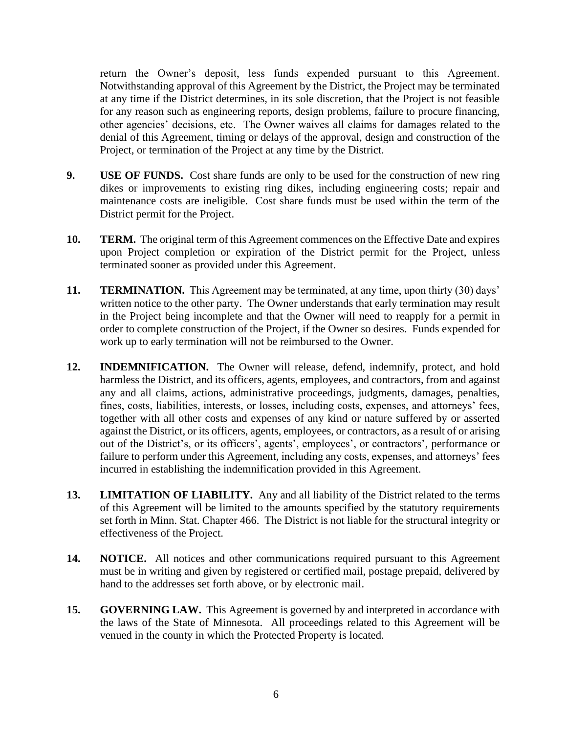return the Owner's deposit, less funds expended pursuant to this Agreement. Notwithstanding approval of this Agreement by the District, the Project may be terminated at any time if the District determines, in its sole discretion, that the Project is not feasible for any reason such as engineering reports, design problems, failure to procure financing, other agencies' decisions, etc. The Owner waives all claims for damages related to the denial of this Agreement, timing or delays of the approval, design and construction of the Project, or termination of the Project at any time by the District.

**9. USE OF FUNDS.** Cost share funds are only to be used for the construction of new ring dikes or improvements to existing ring dikes, including engineering costs; repair and maintenance costs are ineligible. Cost share funds must be used within the term of the District permit for the Project.

**10. TERM.** The original term of this Agreement commences on the Effective Date and expires upon Project completion or expiration of the District permit for the Project, unless terminated sooner as provided under this Agreement.

**11. TERMINATION.** This Agreement may be terminated, at any time, upon thirty (30) days' written notice to the other party. The Owner understands that early termination may result in the Project being incomplete and that the Owner will need to reapply for a permit in order to complete construction of the Project, if the Owner so desires. Funds expended for work up to early termination will not be reimbursed to the Owner.

**12. INDEMNIFICATION.** The Owner will release, defend, indemnify, protect, and hold harmless the District, and its officers, agents, employees, and contractors, from and against any and all claims, actions, administrative proceedings, judgments, damages, penalties, fines, costs, liabilities, interests, or losses, including costs, expenses, and attorneys' fees, together with all other costs and expenses of any kind or nature suffered by or asserted against the District, or its officers, agents, employees, or contractors, as a result of or arising out of the District's, or its officers', agents', employees', or contractors', performance or failure to perform under this Agreement, including any costs, expenses, and attorneys' fees incurred in establishing the indemnification provided in this Agreement.

**13. LIMITATION OF LIABILITY.** Any and all liability of the District related to the terms of this Agreement will be limited to the amounts specified by the statutory requirements set forth in Minn. Stat. Chapter 466. The District is not liable for the structural integrity or effectiveness of the Project.

**14. NOTICE.** All notices and other communications required pursuant to this Agreement must be in writing and given by registered or certified mail, postage prepaid, delivered by hand to the addresses set forth above, or by electronic mail.

**15. GOVERNING LAW.** This Agreement is governed by and interpreted in accordance with the laws of the State of Minnesota. All proceedings related to this Agreement will be venued in the county in which the Protected Property is located.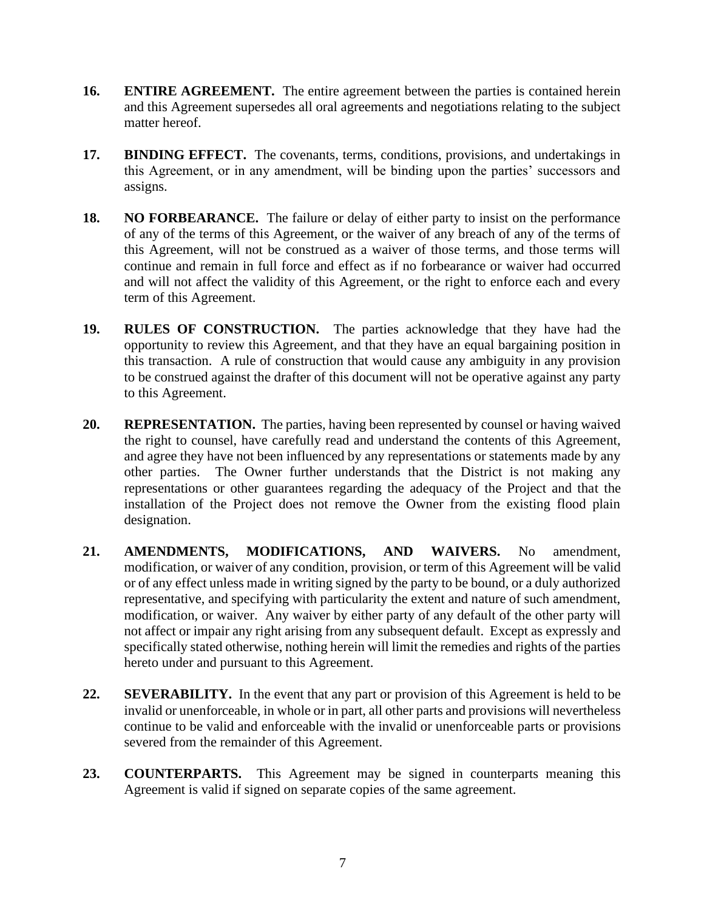**16. ENTIRE AGREEMENT.** The entire agreement between the parties is contained herein and this Agreement supersedes all oral agreements and negotiations relating to the subject matter hereof.

**17. BINDING EFFECT.** The covenants, terms, conditions, provisions, and undertakings in this Agreement, or in any amendment, will be binding upon the parties' successors and assigns.

**18. NO FORBEARANCE.** The failure or delay of either party to insist on the performance of any of the terms of this Agreement, or the waiver of any breach of any of the terms of this Agreement, will not be construed as a waiver of those terms, and those terms will continue and remain in full force and effect as if no forbearance or waiver had occurred and will not affect the validity of this Agreement, or the right to enforce each and every term of this Agreement.

**19. RULES OF CONSTRUCTION.** The parties acknowledge that they have had the opportunity to review this Agreement, and that they have an equal bargaining position in this transaction. A rule of construction that would cause any ambiguity in any provision to be construed against the drafter of this document will not be operative against any party to this Agreement.

**20. REPRESENTATION.** The parties, having been represented by counsel or having waived the right to counsel, have carefully read and understand the contents of this Agreement, and agree they have not been influenced by any representations or statements made by any other parties. The Owner further understands that the District is not making any representations or other guarantees regarding the adequacy of the Project and that the installation of the Project does not remove the Owner from the existing flood plain designation.

**21. AMENDMENTS, MODIFICATIONS, AND WAIVERS.** No amendment, modification, or waiver of any condition, provision, or term of this Agreement will be valid or of any effect unless made in writing signed by the party to be bound, or a duly authorized representative, and specifying with particularity the extent and nature of such amendment, modification, or waiver. Any waiver by either party of any default of the other party will not affect or impair any right arising from any subsequent default. Except as expressly and specifically stated otherwise, nothing herein will limit the remedies and rights of the parties hereto under and pursuant to this Agreement.

**22. SEVERABILITY.** In the event that any part or provision of this Agreement is held to be invalid or unenforceable, in whole or in part, all other parts and provisions will nevertheless continue to be valid and enforceable with the invalid or unenforceable parts or provisions severed from the remainder of this Agreement.

**23. COUNTERPARTS.** This Agreement may be signed in counterparts meaning this Agreement is valid if signed on separate copies of the same agreement.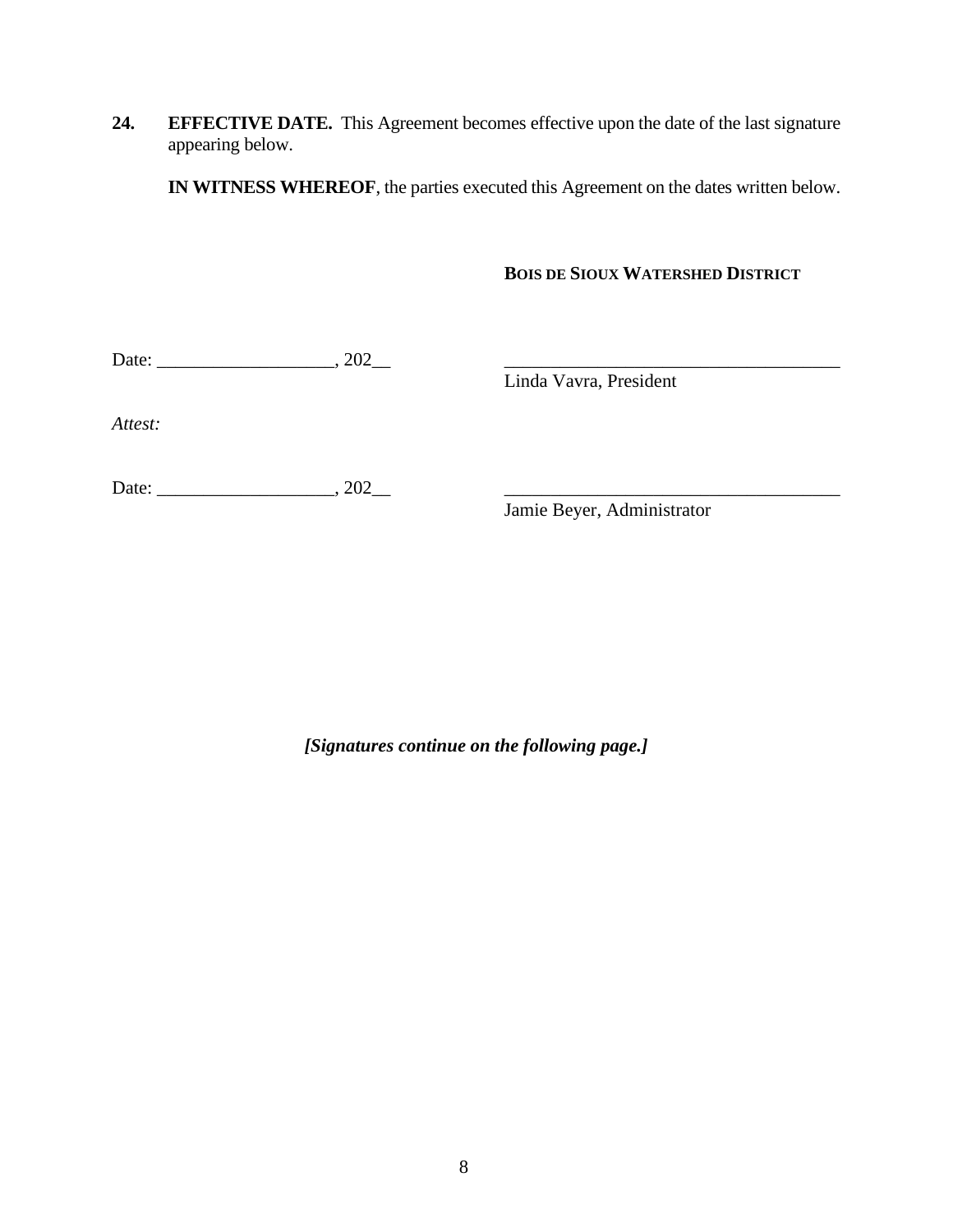**24. EFFECTIVE DATE.** This Agreement becomes effective upon the date of the last signature appearing below.

**IN WITNESS WHEREOF**, the parties executed this Agreement on the dates written below.

**BOIS DE SIOUX WATERSHED DISTRICT**

Date: ___________________, 202__

_____________________________________
Linda Vavra, President

*Attest:*

Date: ___________________, 202__

_____________________________________
Jamie Beyer, Administrator

***[Signatures continue on the following page.]***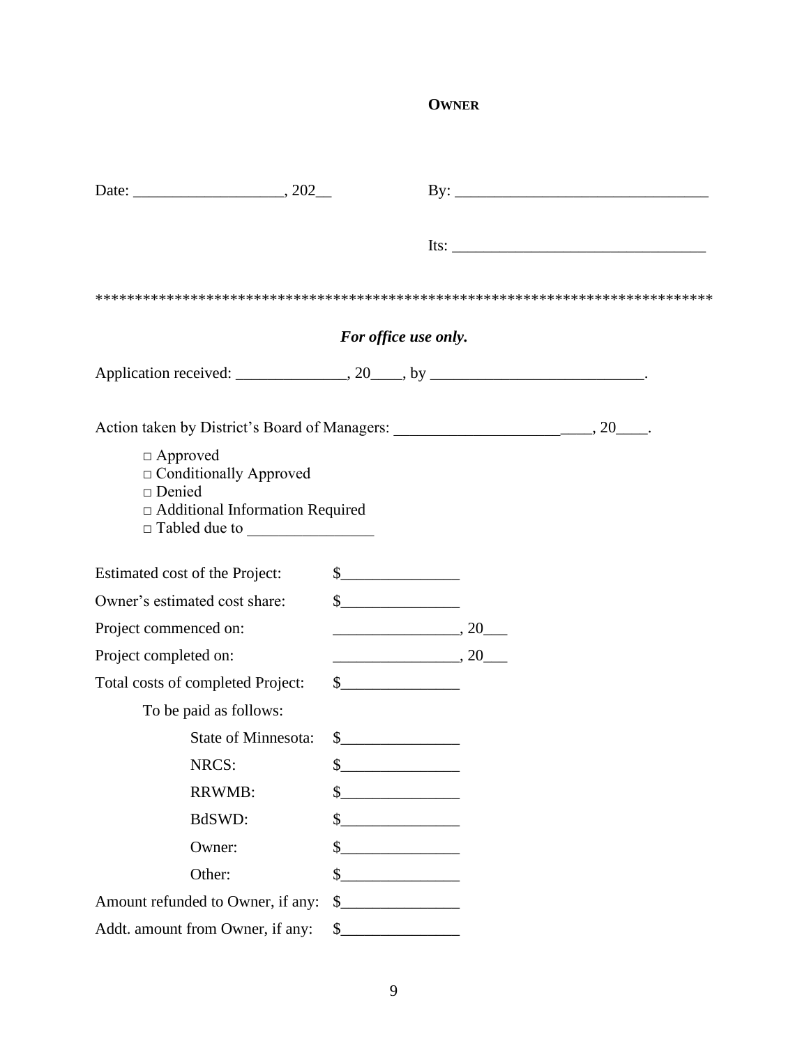**OWNER**

Date: ___________________, 202__ By: ________________________________

Its: ________________________________

*******************************************************************************

***For office use only.***

Application received: ______________, 20____, by __________________________.

Action taken by District's Board of Managers: _________________________, 20____.

- □ Approved
- □ Conditionally Approved
- □ Denied
- □ Additional Information Required
- □ Tabled due to ________________

| | |
|---|---|
| Estimated cost of the Project: | $_______________ |
| Owner's estimated cost share: | $_______________ |
| Project commenced on: | ________________, 20___ |
| Project completed on: | ________________, 20___ |
| Total costs of completed Project: | $_______________ |
| To be paid as follows: | |
| State of Minnesota: | $_______________ |
| NRCS: | $_______________ |
| RRWMB: | $_______________ |
| BdSWD: | $_______________ |
| Owner: | $_______________ |
| Other: | $_______________ |
| Amount refunded to Owner, if any: | $_______________ |
| Addt. amount from Owner, if any: | $_______________ |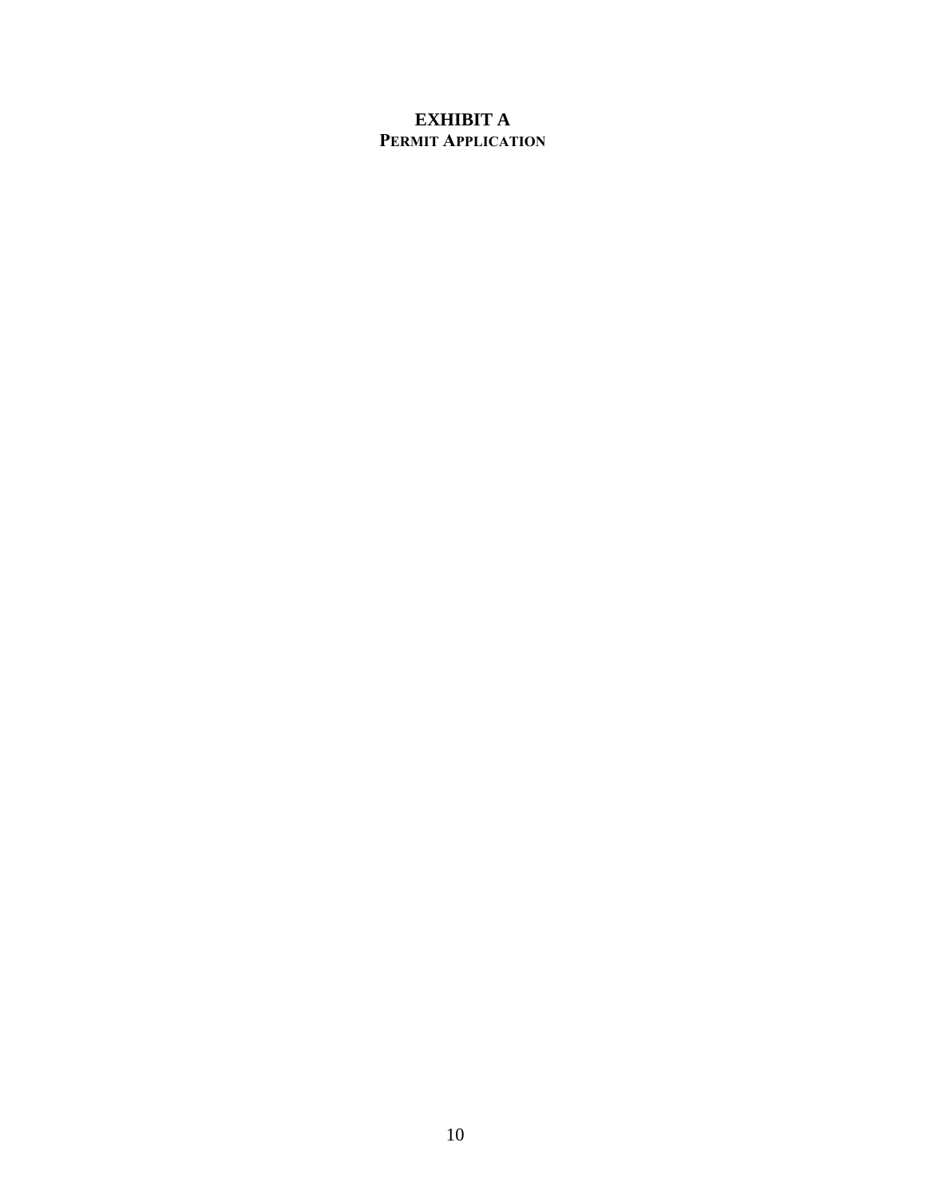# EXHIBIT A
## PERMIT APPLICATION